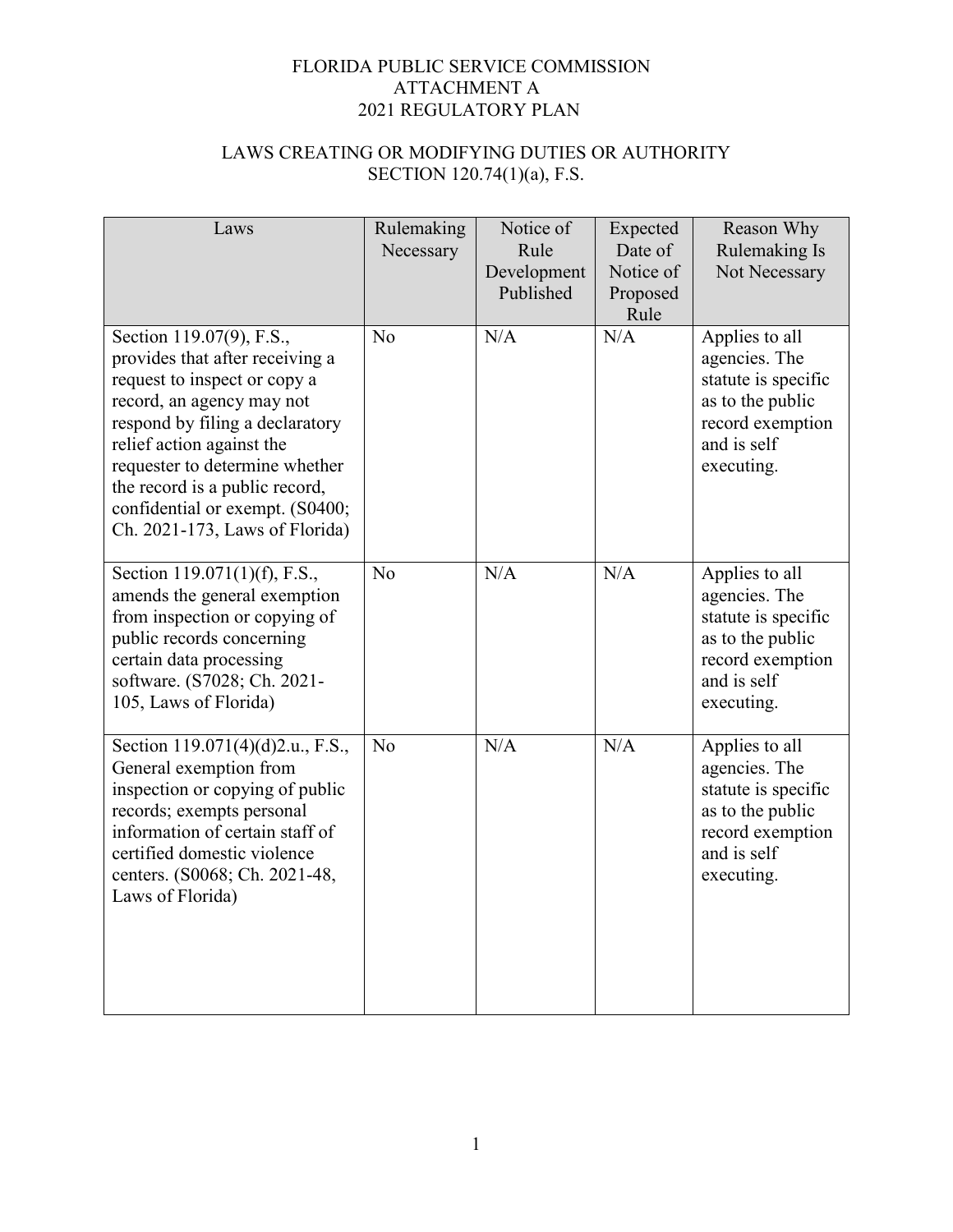# FLORIDA PUBLIC SERVICE COMMISSION
## ATTACHMENT A
## 2021 REGULATORY PLAN

## LAWS CREATING OR MODIFYING DUTIES OR AUTHORITY
## SECTION 120.74(1)(a), F.S.

| Laws | Rulemaking Necessary | Notice of Rule Development Published | Expected Date of Notice of Proposed Rule | Reason Why Rulemaking Is Not Necessary |
|---|---|---|---|---|
| Section 119.07(9), F.S., provides that after receiving a request to inspect or copy a record, an agency may not respond by filing a declaratory relief action against the requester to determine whether the record is a public record, confidential or exempt. (S0400; Ch. 2021-173, Laws of Florida) | No | N/A | N/A | Applies to all agencies. The statute is specific as to the public record exemption and is self executing. |
| Section 119.071(1)(f), F.S., amends the general exemption from inspection or copying of public records concerning certain data processing software. (S7028; Ch. 2021-105, Laws of Florida) | No | N/A | N/A | Applies to all agencies. The statute is specific as to the public record exemption and is self executing. |
| Section 119.071(4)(d)2.u., F.S., General exemption from inspection or copying of public records; exempts personal information of certain staff of certified domestic violence centers. (S0068; Ch. 2021-48, Laws of Florida) | No | N/A | N/A | Applies to all agencies. The statute is specific as to the public record exemption and is self executing. |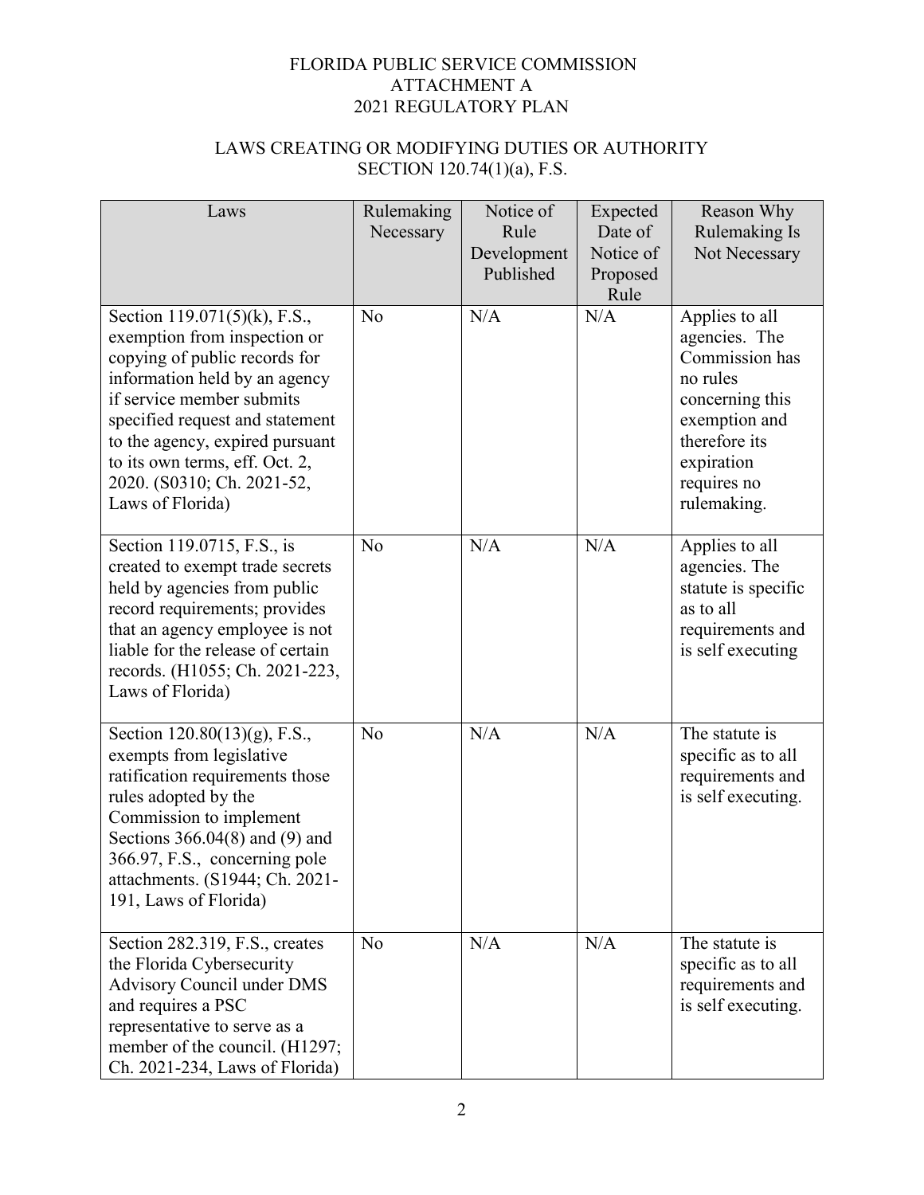FLORIDA PUBLIC SERVICE COMMISSION
ATTACHMENT A
2021 REGULATORY PLAN

LAWS CREATING OR MODIFYING DUTIES OR AUTHORITY
SECTION 120.74(1)(a), F.S.

| Laws | Rulemaking Necessary | Notice of Rule Development Published | Expected Date of Notice of Proposed Rule | Reason Why Rulemaking Is Not Necessary |
|---|---|---|---|---|
| Section 119.071(5)(k), F.S., exemption from inspection or copying of public records for information held by an agency if service member submits specified request and statement to the agency, expired pursuant to its own terms, eff. Oct. 2, 2020. (S0310; Ch. 2021-52, Laws of Florida) | No | N/A | N/A | Applies to all agencies. The Commission has no rules concerning this exemption and therefore its expiration requires no rulemaking. |
| Section 119.0715, F.S., is created to exempt trade secrets held by agencies from public record requirements; provides that an agency employee is not liable for the release of certain records. (H1055; Ch. 2021-223, Laws of Florida) | No | N/A | N/A | Applies to all agencies. The statute is specific as to all requirements and is self executing |
| Section 120.80(13)(g), F.S., exempts from legislative ratification requirements those rules adopted by the Commission to implement Sections 366.04(8) and (9) and 366.97, F.S., concerning pole attachments. (S1944; Ch. 2021-191, Laws of Florida) | No | N/A | N/A | The statute is specific as to all requirements and is self executing. |
| Section 282.319, F.S., creates the Florida Cybersecurity Advisory Council under DMS and requires a PSC representative to serve as a member of the council. (H1297; Ch. 2021-234, Laws of Florida) | No | N/A | N/A | The statute is specific as to all requirements and is self executing. |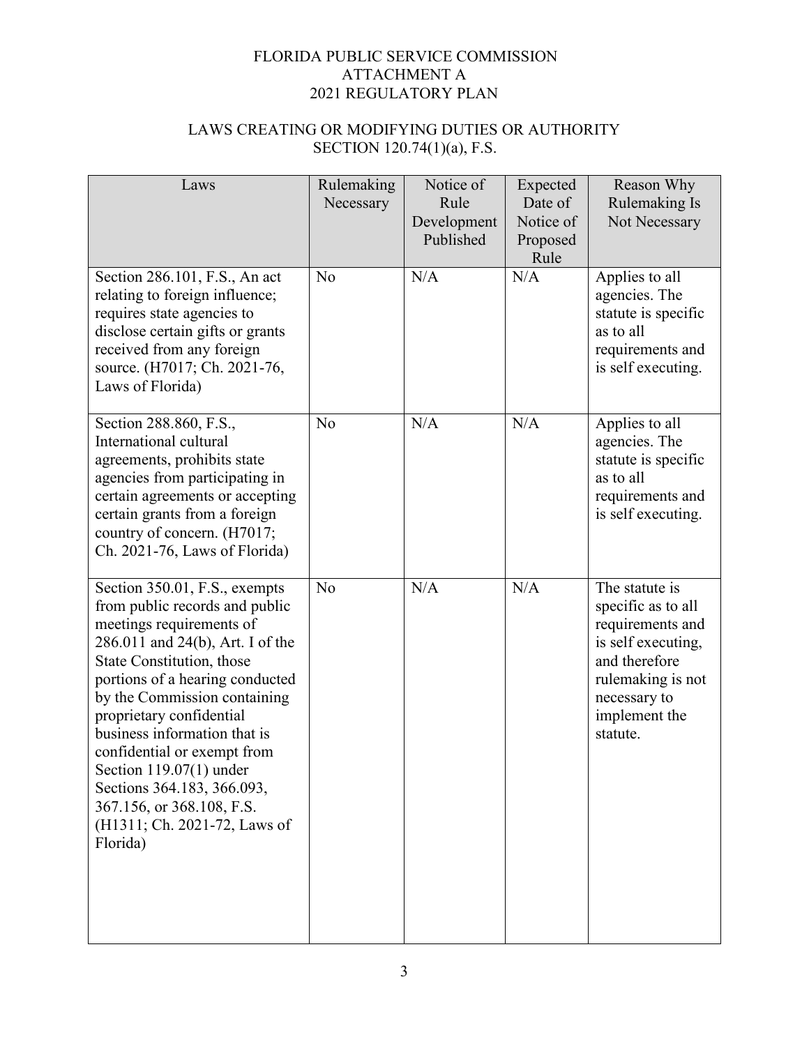FLORIDA PUBLIC SERVICE COMMISSION
ATTACHMENT A
2021 REGULATORY PLAN

LAWS CREATING OR MODIFYING DUTIES OR AUTHORITY
SECTION 120.74(1)(a), F.S.

| Laws | Rulemaking Necessary | Notice of Rule Development Published | Expected Date of Notice of Proposed Rule | Reason Why Rulemaking Is Not Necessary |
|---|---|---|---|---|
| Section 286.101, F.S., An act relating to foreign influence; requires state agencies to disclose certain gifts or grants received from any foreign source. (H7017; Ch. 2021-76, Laws of Florida) | No | N/A | N/A | Applies to all agencies. The statute is specific as to all requirements and is self executing. |
| Section 288.860, F.S., International cultural agreements, prohibits state agencies from participating in certain agreements or accepting certain grants from a foreign country of concern. (H7017; Ch. 2021-76, Laws of Florida) | No | N/A | N/A | Applies to all agencies. The statute is specific as to all requirements and is self executing. |
| Section 350.01, F.S., exempts from public records and public meetings requirements of 286.011 and 24(b), Art. I of the State Constitution, those portions of a hearing conducted by the Commission containing proprietary confidential business information that is confidential or exempt from Section 119.07(1) under Sections 364.183, 366.093, 367.156, or 368.108, F.S. (H1311; Ch. 2021-72, Laws of Florida) | No | N/A | N/A | The statute is specific as to all requirements and is self executing, and therefore rulemaking is not necessary to implement the statute. |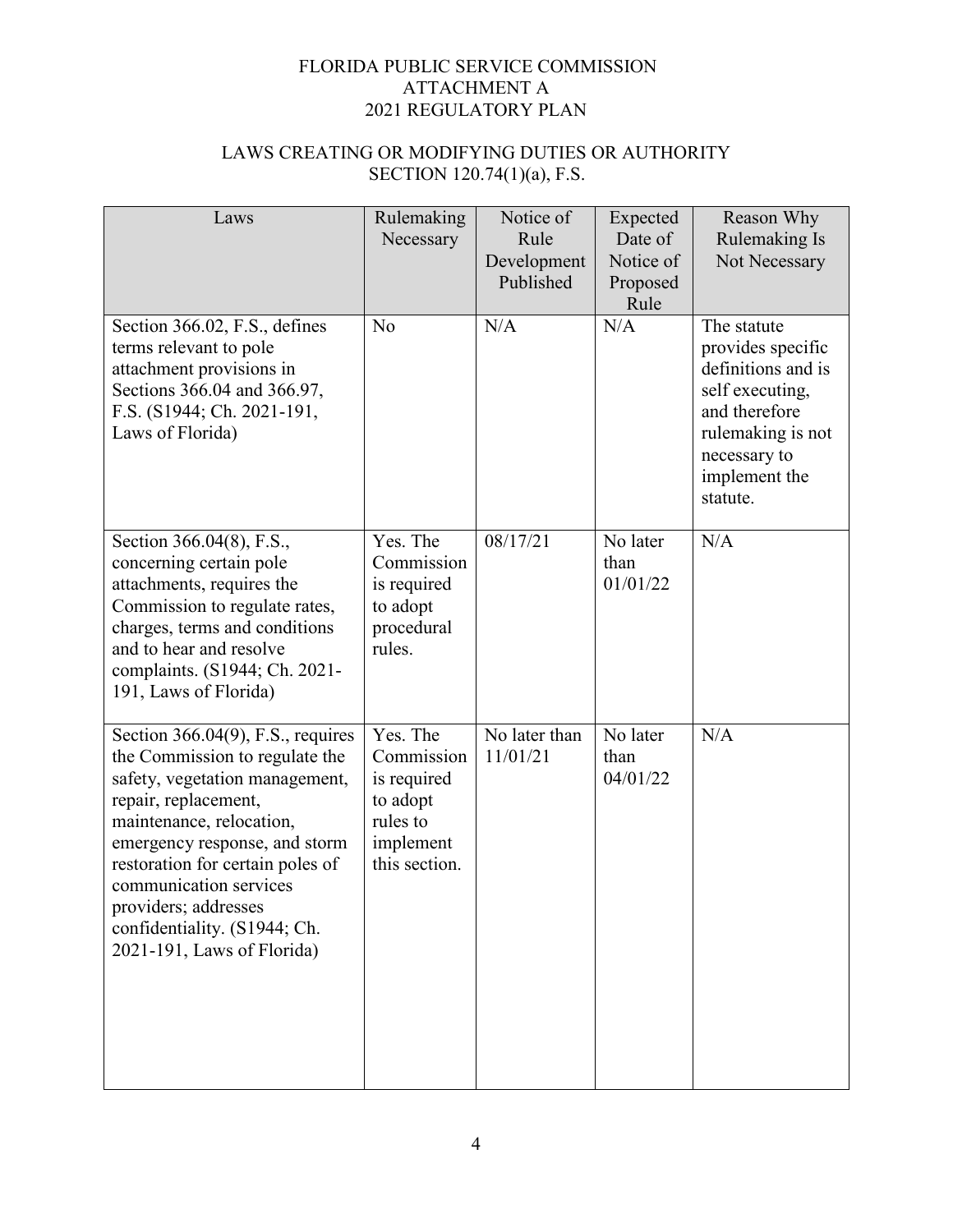FLORIDA PUBLIC SERVICE COMMISSION
ATTACHMENT A
2021 REGULATORY PLAN

LAWS CREATING OR MODIFYING DUTIES OR AUTHORITY
SECTION 120.74(1)(a), F.S.

| Laws | Rulemaking Necessary | Notice of Rule Development Published | Expected Date of Notice of Proposed Rule | Reason Why Rulemaking Is Not Necessary |
|---|---|---|---|---|
| Section 366.02, F.S., defines terms relevant to pole attachment provisions in Sections 366.04 and 366.97, F.S. (S1944; Ch. 2021-191, Laws of Florida) | No | N/A | N/A | The statute provides specific definitions and is self executing, and therefore rulemaking is not necessary to implement the statute. |
| Section 366.04(8), F.S., concerning certain pole attachments, requires the Commission to regulate rates, charges, terms and conditions and to hear and resolve complaints. (S1944; Ch. 2021-191, Laws of Florida) | Yes. The Commission is required to adopt procedural rules. | 08/17/21 | No later than 01/01/22 | N/A |
| Section 366.04(9), F.S., requires the Commission to regulate the safety, vegetation management, repair, replacement, maintenance, relocation, emergency response, and storm restoration for certain poles of communication services providers; addresses confidentiality. (S1944; Ch. 2021-191, Laws of Florida) | Yes. The Commission is required to adopt rules to implement this section. | No later than 11/01/21 | No later than 04/01/22 | N/A |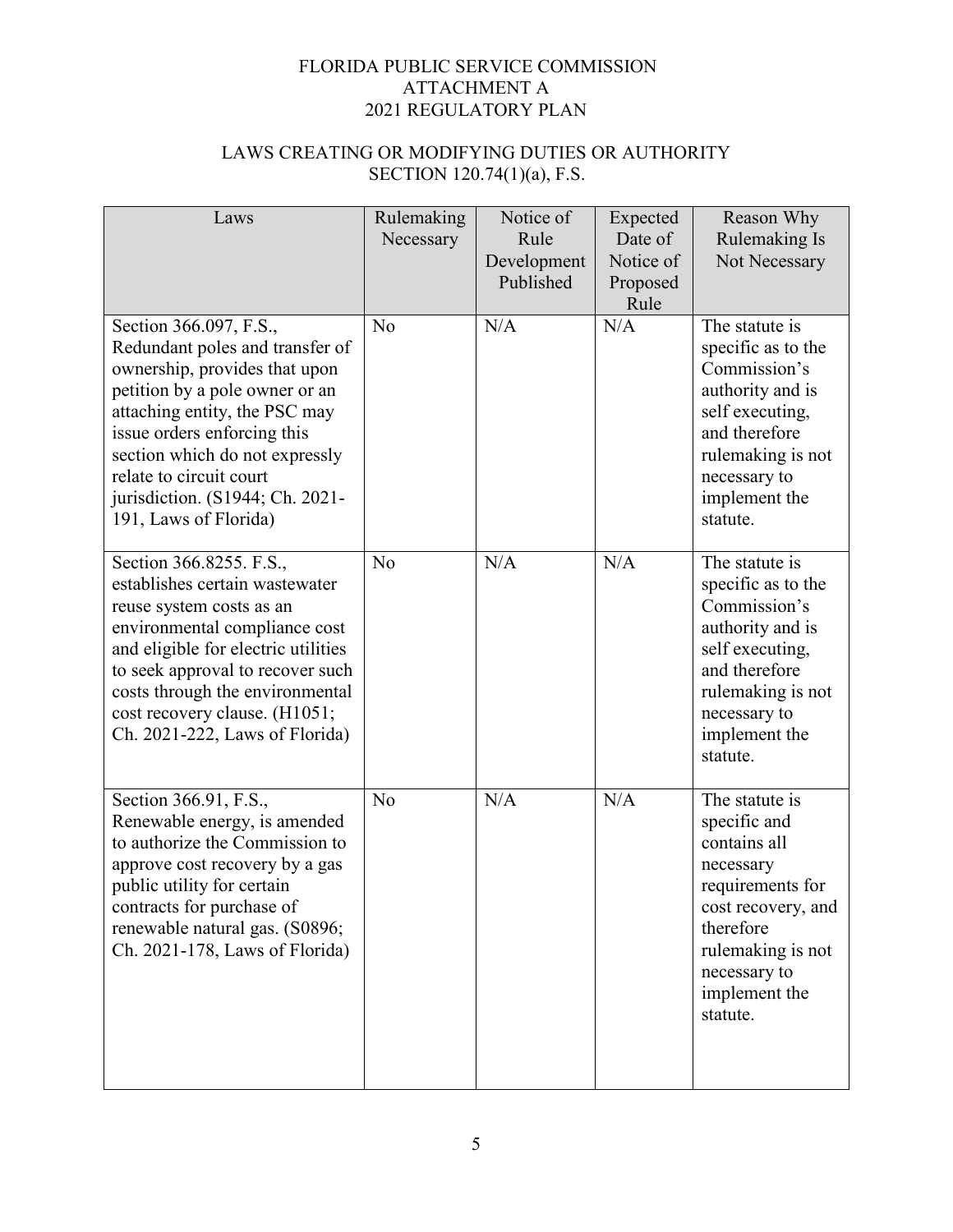FLORIDA PUBLIC SERVICE COMMISSION
ATTACHMENT A
2021 REGULATORY PLAN

LAWS CREATING OR MODIFYING DUTIES OR AUTHORITY
SECTION 120.74(1)(a), F.S.

| Laws | Rulemaking Necessary | Notice of Rule Development Published | Expected Date of Notice of Proposed Rule | Reason Why Rulemaking Is Not Necessary |
|---|---|---|---|---|
| Section 366.097, F.S., Redundant poles and transfer of ownership, provides that upon petition by a pole owner or an attaching entity, the PSC may issue orders enforcing this section which do not expressly relate to circuit court jurisdiction. (S1944; Ch. 2021-191, Laws of Florida) | No | N/A | N/A | The statute is specific as to the Commission's authority and is self executing, and therefore rulemaking is not necessary to implement the statute. |
| Section 366.8255. F.S., establishes certain wastewater reuse system costs as an environmental compliance cost and eligible for electric utilities to seek approval to recover such costs through the environmental cost recovery clause. (H1051; Ch. 2021-222, Laws of Florida) | No | N/A | N/A | The statute is specific as to the Commission's authority and is self executing, and therefore rulemaking is not necessary to implement the statute. |
| Section 366.91, F.S., Renewable energy, is amended to authorize the Commission to approve cost recovery by a gas public utility for certain contracts for purchase of renewable natural gas. (S0896; Ch. 2021-178, Laws of Florida) | No | N/A | N/A | The statute is specific and contains all necessary requirements for cost recovery, and therefore rulemaking is not necessary to implement the statute. |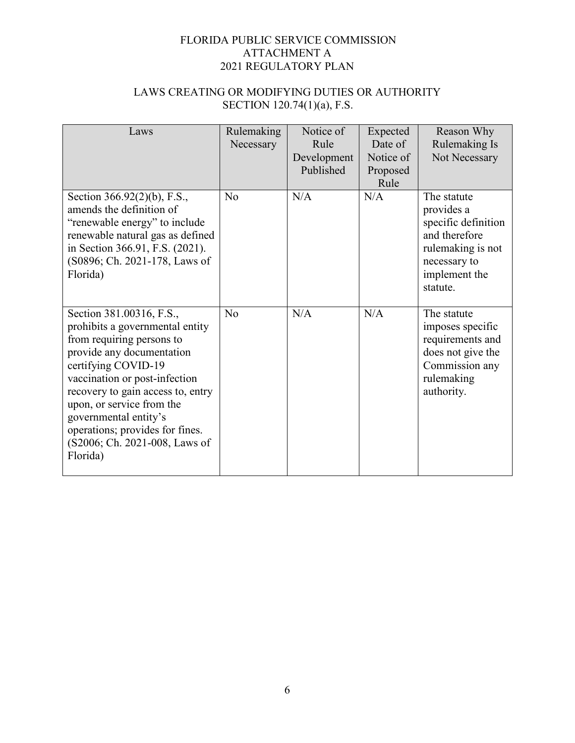FLORIDA PUBLIC SERVICE COMMISSION
ATTACHMENT A
2021 REGULATORY PLAN

LAWS CREATING OR MODIFYING DUTIES OR AUTHORITY
SECTION 120.74(1)(a), F.S.

| Laws | Rulemaking Necessary | Notice of Rule Development Published | Expected Date of Notice of Proposed Rule | Reason Why Rulemaking Is Not Necessary |
|---|---|---|---|---|
| Section 366.92(2)(b), F.S., amends the definition of "renewable energy" to include renewable natural gas as defined in Section 366.91, F.S. (2021). (S0896; Ch. 2021-178, Laws of Florida) | No | N/A | N/A | The statute provides a specific definition and therefore rulemaking is not necessary to implement the statute. |
| Section 381.00316, F.S., prohibits a governmental entity from requiring persons to provide any documentation certifying COVID-19 vaccination or post-infection recovery to gain access to, entry upon, or service from the governmental entity's operations; provides for fines. (S2006; Ch. 2021-008, Laws of Florida) | No | N/A | N/A | The statute imposes specific requirements and does not give the Commission any rulemaking authority. |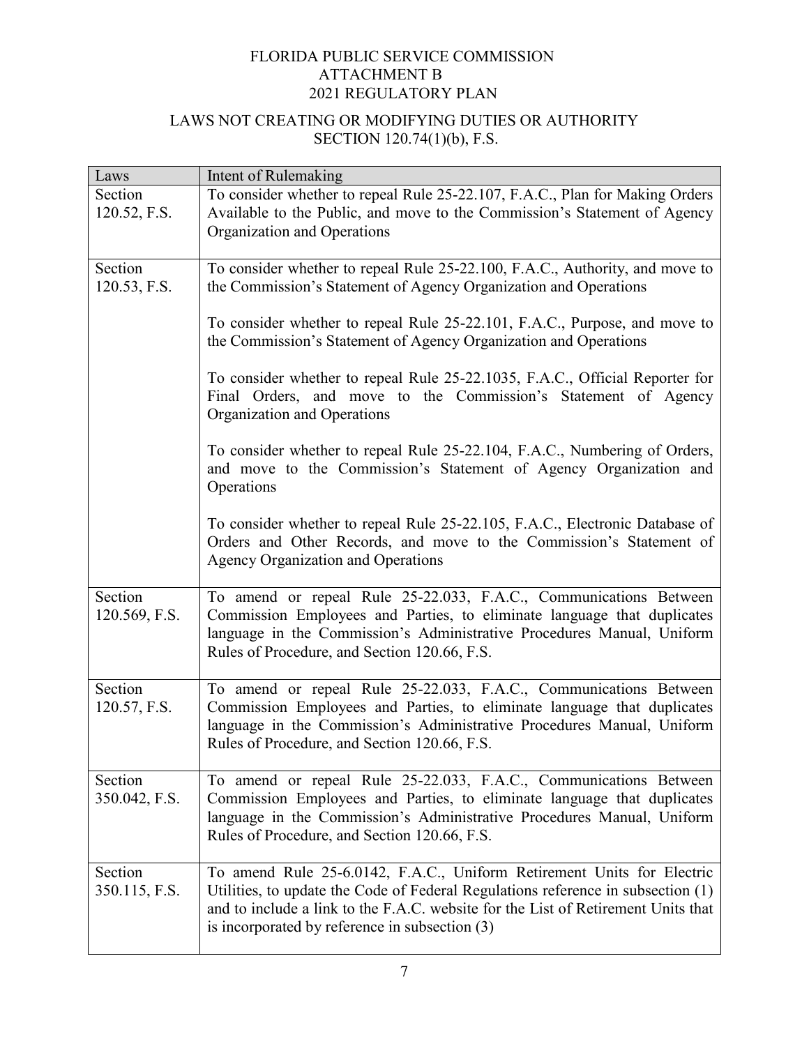FLORIDA PUBLIC SERVICE COMMISSION
ATTACHMENT B
2021 REGULATORY PLAN

LAWS NOT CREATING OR MODIFYING DUTIES OR AUTHORITY
SECTION 120.74(1)(b), F.S.

| Laws | Intent of Rulemaking |
|---|---|
| Section 120.52, F.S. | To consider whether to repeal Rule 25-22.107, F.A.C., Plan for Making Orders Available to the Public, and move to the Commission's Statement of Agency Organization and Operations |
| Section 120.53, F.S. | To consider whether to repeal Rule 25-22.100, F.A.C., Authority, and move to the Commission's Statement of Agency Organization and Operations<br><br>To consider whether to repeal Rule 25-22.101, F.A.C., Purpose, and move to the Commission's Statement of Agency Organization and Operations<br><br>To consider whether to repeal Rule 25-22.1035, F.A.C., Official Reporter for Final Orders, and move to the Commission's Statement of Agency Organization and Operations<br><br>To consider whether to repeal Rule 25-22.104, F.A.C., Numbering of Orders, and move to the Commission's Statement of Agency Organization and Operations<br><br>To consider whether to repeal Rule 25-22.105, F.A.C., Electronic Database of Orders and Other Records, and move to the Commission's Statement of Agency Organization and Operations |
| Section 120.569, F.S. | To amend or repeal Rule 25-22.033, F.A.C., Communications Between Commission Employees and Parties, to eliminate language that duplicates language in the Commission's Administrative Procedures Manual, Uniform Rules of Procedure, and Section 120.66, F.S. |
| Section 120.57, F.S. | To amend or repeal Rule 25-22.033, F.A.C., Communications Between Commission Employees and Parties, to eliminate language that duplicates language in the Commission's Administrative Procedures Manual, Uniform Rules of Procedure, and Section 120.66, F.S. |
| Section 350.042, F.S. | To amend or repeal Rule 25-22.033, F.A.C., Communications Between Commission Employees and Parties, to eliminate language that duplicates language in the Commission's Administrative Procedures Manual, Uniform Rules of Procedure, and Section 120.66, F.S. |
| Section 350.115, F.S. | To amend Rule 25-6.0142, F.A.C., Uniform Retirement Units for Electric Utilities, to update the Code of Federal Regulations reference in subsection (1) and to include a link to the F.A.C. website for the List of Retirement Units that is incorporated by reference in subsection (3) |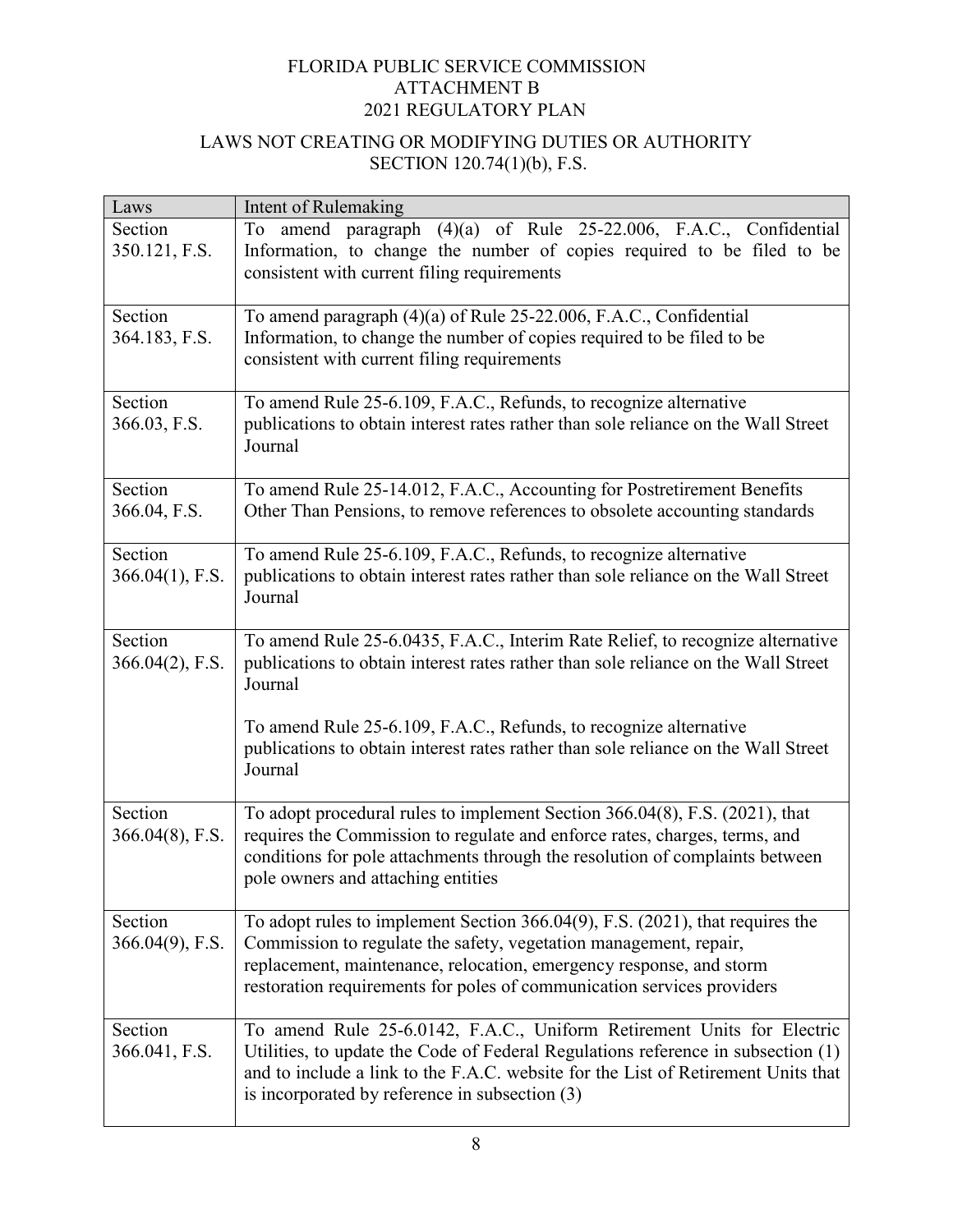FLORIDA PUBLIC SERVICE COMMISSION
ATTACHMENT B
2021 REGULATORY PLAN

LAWS NOT CREATING OR MODIFYING DUTIES OR AUTHORITY
SECTION 120.74(1)(b), F.S.

| Laws | Intent of Rulemaking |
| --- | --- |
| Section 350.121, F.S. | To amend paragraph (4)(a) of Rule 25-22.006, F.A.C., Confidential Information, to change the number of copies required to be filed to be consistent with current filing requirements |
| Section 364.183, F.S. | To amend paragraph (4)(a) of Rule 25-22.006, F.A.C., Confidential Information, to change the number of copies required to be filed to be consistent with current filing requirements |
| Section 366.03, F.S. | To amend Rule 25-6.109, F.A.C., Refunds, to recognize alternative publications to obtain interest rates rather than sole reliance on the Wall Street Journal |
| Section 366.04, F.S. | To amend Rule 25-14.012, F.A.C., Accounting for Postretirement Benefits Other Than Pensions, to remove references to obsolete accounting standards |
| Section 366.04(1), F.S. | To amend Rule 25-6.109, F.A.C., Refunds, to recognize alternative publications to obtain interest rates rather than sole reliance on the Wall Street Journal |
| Section 366.04(2), F.S. | To amend Rule 25-6.0435, F.A.C., Interim Rate Relief, to recognize alternative publications to obtain interest rates rather than sole reliance on the Wall Street Journal<br><br>To amend Rule 25-6.109, F.A.C., Refunds, to recognize alternative publications to obtain interest rates rather than sole reliance on the Wall Street Journal |
| Section 366.04(8), F.S. | To adopt procedural rules to implement Section 366.04(8), F.S. (2021), that requires the Commission to regulate and enforce rates, charges, terms, and conditions for pole attachments through the resolution of complaints between pole owners and attaching entities |
| Section 366.04(9), F.S. | To adopt rules to implement Section 366.04(9), F.S. (2021), that requires the Commission to regulate the safety, vegetation management, repair, replacement, maintenance, relocation, emergency response, and storm restoration requirements for poles of communication services providers |
| Section 366.041, F.S. | To amend Rule 25-6.0142, F.A.C., Uniform Retirement Units for Electric Utilities, to update the Code of Federal Regulations reference in subsection (1) and to include a link to the F.A.C. website for the List of Retirement Units that is incorporated by reference in subsection (3) |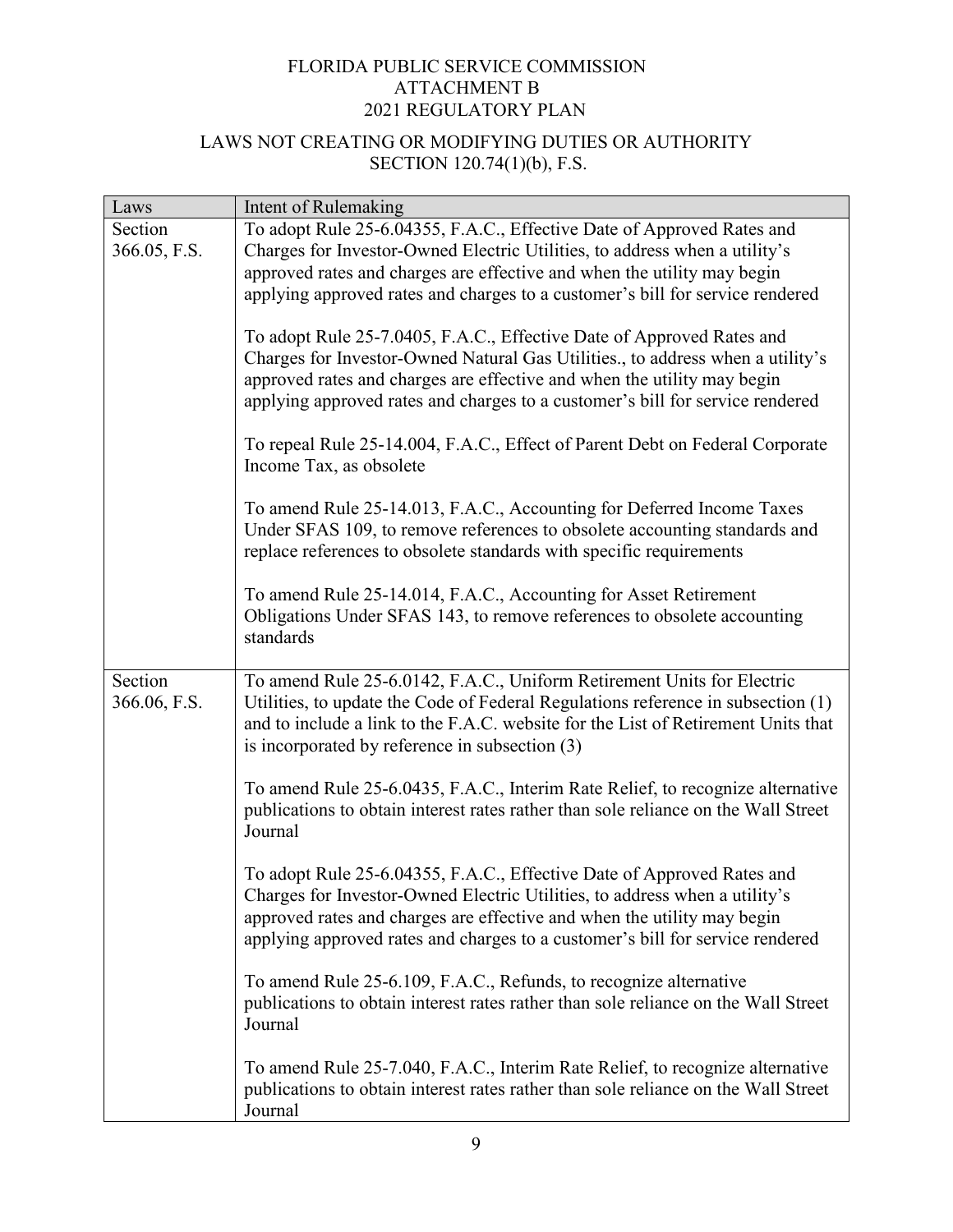FLORIDA PUBLIC SERVICE COMMISSION
ATTACHMENT B
2021 REGULATORY PLAN

LAWS NOT CREATING OR MODIFYING DUTIES OR AUTHORITY
SECTION 120.74(1)(b), F.S.

| Laws | Intent of Rulemaking |
|---|---|
| Section 366.05, F.S. | To adopt Rule 25-6.04355, F.A.C., Effective Date of Approved Rates and Charges for Investor-Owned Electric Utilities, to address when a utility's approved rates and charges are effective and when the utility may begin applying approved rates and charges to a customer's bill for service rendered<br><br>To adopt Rule 25-7.0405, F.A.C., Effective Date of Approved Rates and Charges for Investor-Owned Natural Gas Utilities., to address when a utility's approved rates and charges are effective and when the utility may begin applying approved rates and charges to a customer's bill for service rendered<br><br>To repeal Rule 25-14.004, F.A.C., Effect of Parent Debt on Federal Corporate Income Tax, as obsolete<br><br>To amend Rule 25-14.013, F.A.C., Accounting for Deferred Income Taxes Under SFAS 109, to remove references to obsolete accounting standards and replace references to obsolete standards with specific requirements<br><br>To amend Rule 25-14.014, F.A.C., Accounting for Asset Retirement Obligations Under SFAS 143, to remove references to obsolete accounting standards |
| Section 366.06, F.S. | To amend Rule 25-6.0142, F.A.C., Uniform Retirement Units for Electric Utilities, to update the Code of Federal Regulations reference in subsection (1) and to include a link to the F.A.C. website for the List of Retirement Units that is incorporated by reference in subsection (3)<br><br>To amend Rule 25-6.0435, F.A.C., Interim Rate Relief, to recognize alternative publications to obtain interest rates rather than sole reliance on the Wall Street Journal<br><br>To adopt Rule 25-6.04355, F.A.C., Effective Date of Approved Rates and Charges for Investor-Owned Electric Utilities, to address when a utility's approved rates and charges are effective and when the utility may begin applying approved rates and charges to a customer's bill for service rendered<br><br>To amend Rule 25-6.109, F.A.C., Refunds, to recognize alternative publications to obtain interest rates rather than sole reliance on the Wall Street Journal<br><br>To amend Rule 25-7.040, F.A.C., Interim Rate Relief, to recognize alternative publications to obtain interest rates rather than sole reliance on the Wall Street Journal |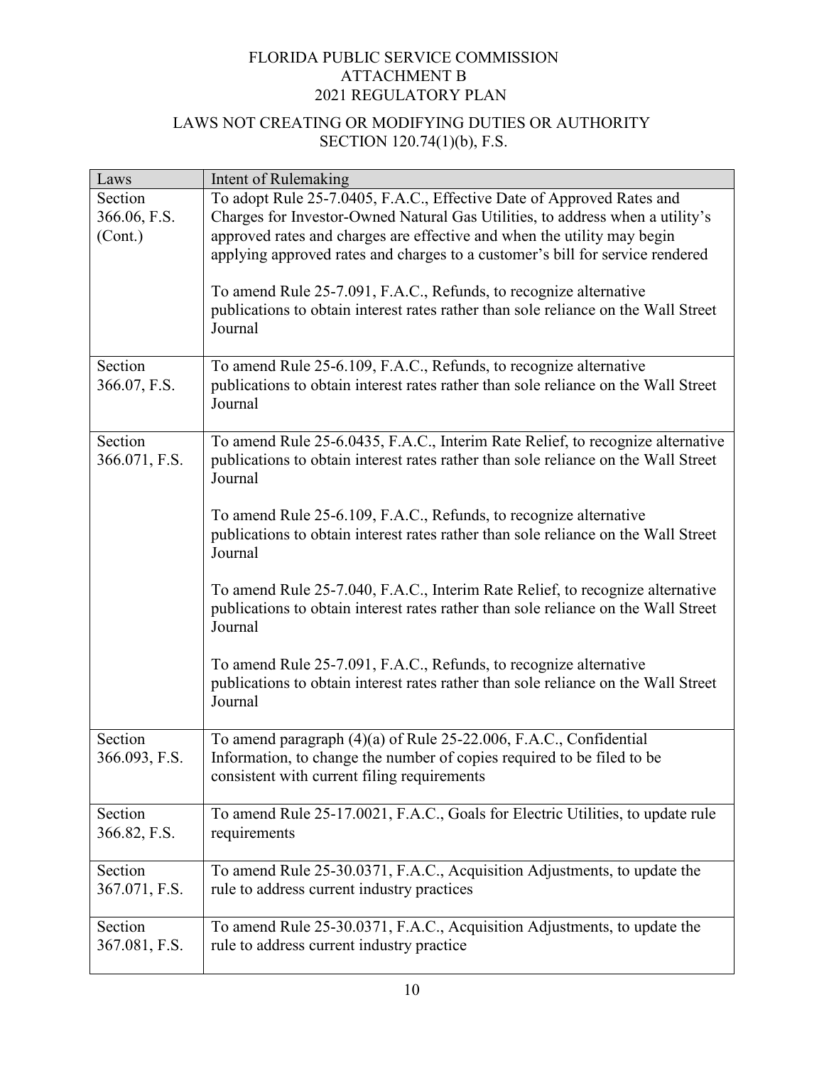FLORIDA PUBLIC SERVICE COMMISSION
ATTACHMENT B
2021 REGULATORY PLAN

LAWS NOT CREATING OR MODIFYING DUTIES OR AUTHORITY
SECTION 120.74(1)(b), F.S.

| Laws | Intent of Rulemaking |
|---|---|
| Section 366.06, F.S. (Cont.) | To adopt Rule 25-7.0405, F.A.C., Effective Date of Approved Rates and Charges for Investor-Owned Natural Gas Utilities, to address when a utility's approved rates and charges are effective and when the utility may begin applying approved rates and charges to a customer's bill for service rendered<br><br>To amend Rule 25-7.091, F.A.C., Refunds, to recognize alternative publications to obtain interest rates rather than sole reliance on the Wall Street Journal |
| Section 366.07, F.S. | To amend Rule 25-6.109, F.A.C., Refunds, to recognize alternative publications to obtain interest rates rather than sole reliance on the Wall Street Journal |
| Section 366.071, F.S. | To amend Rule 25-6.0435, F.A.C., Interim Rate Relief, to recognize alternative publications to obtain interest rates rather than sole reliance on the Wall Street Journal<br><br>To amend Rule 25-6.109, F.A.C., Refunds, to recognize alternative publications to obtain interest rates rather than sole reliance on the Wall Street Journal<br><br>To amend Rule 25-7.040, F.A.C., Interim Rate Relief, to recognize alternative publications to obtain interest rates rather than sole reliance on the Wall Street Journal<br><br>To amend Rule 25-7.091, F.A.C., Refunds, to recognize alternative publications to obtain interest rates rather than sole reliance on the Wall Street Journal |
| Section 366.093, F.S. | To amend paragraph (4)(a) of Rule 25-22.006, F.A.C., Confidential Information, to change the number of copies required to be filed to be consistent with current filing requirements |
| Section 366.82, F.S. | To amend Rule 25-17.0021, F.A.C., Goals for Electric Utilities, to update rule requirements |
| Section 367.071, F.S. | To amend Rule 25-30.0371, F.A.C., Acquisition Adjustments, to update the rule to address current industry practices |
| Section 367.081, F.S. | To amend Rule 25-30.0371, F.A.C., Acquisition Adjustments, to update the rule to address current industry practice |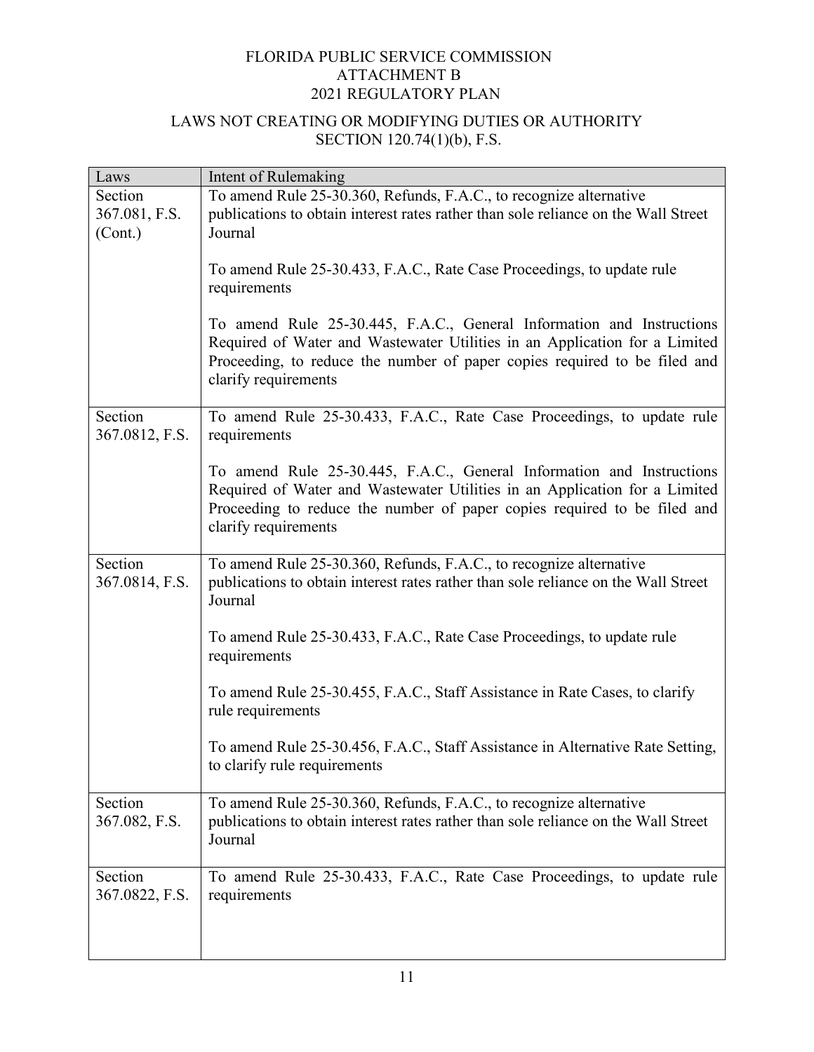FLORIDA PUBLIC SERVICE COMMISSION
ATTACHMENT B
2021 REGULATORY PLAN

LAWS NOT CREATING OR MODIFYING DUTIES OR AUTHORITY
SECTION 120.74(1)(b), F.S.

| Laws | Intent of Rulemaking |
|---|---|
| Section 367.081, F.S. (Cont.) | To amend Rule 25-30.360, Refunds, F.A.C., to recognize alternative publications to obtain interest rates rather than sole reliance on the Wall Street Journal<br><br>To amend Rule 25-30.433, F.A.C., Rate Case Proceedings, to update rule requirements<br><br>To amend Rule 25-30.445, F.A.C., General Information and Instructions Required of Water and Wastewater Utilities in an Application for a Limited Proceeding, to reduce the number of paper copies required to be filed and clarify requirements |
| Section 367.0812, F.S. | To amend Rule 25-30.433, F.A.C., Rate Case Proceedings, to update rule requirements<br><br>To amend Rule 25-30.445, F.A.C., General Information and Instructions Required of Water and Wastewater Utilities in an Application for a Limited Proceeding to reduce the number of paper copies required to be filed and clarify requirements |
| Section 367.0814, F.S. | To amend Rule 25-30.360, Refunds, F.A.C., to recognize alternative publications to obtain interest rates rather than sole reliance on the Wall Street Journal<br><br>To amend Rule 25-30.433, F.A.C., Rate Case Proceedings, to update rule requirements<br><br>To amend Rule 25-30.455, F.A.C., Staff Assistance in Rate Cases, to clarify rule requirements<br><br>To amend Rule 25-30.456, F.A.C., Staff Assistance in Alternative Rate Setting, to clarify rule requirements |
| Section 367.082, F.S. | To amend Rule 25-30.360, Refunds, F.A.C., to recognize alternative publications to obtain interest rates rather than sole reliance on the Wall Street Journal |
| Section 367.0822, F.S. | To amend Rule 25-30.433, F.A.C., Rate Case Proceedings, to update rule requirements |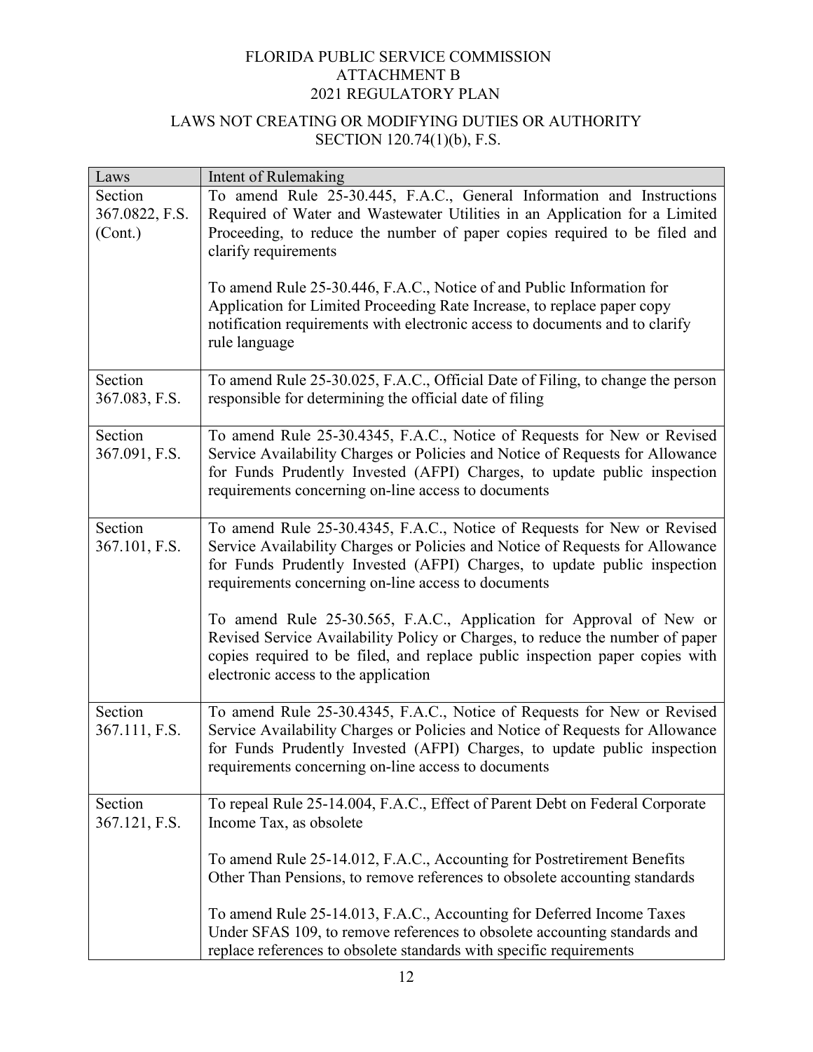FLORIDA PUBLIC SERVICE COMMISSION
ATTACHMENT B
2021 REGULATORY PLAN

LAWS NOT CREATING OR MODIFYING DUTIES OR AUTHORITY
SECTION 120.74(1)(b), F.S.

| Laws | Intent of Rulemaking |
|---|---|
| Section 367.0822, F.S. (Cont.) | To amend Rule 25-30.445, F.A.C., General Information and Instructions Required of Water and Wastewater Utilities in an Application for a Limited Proceeding, to reduce the number of paper copies required to be filed and clarify requirements<br><br>To amend Rule 25-30.446, F.A.C., Notice of and Public Information for Application for Limited Proceeding Rate Increase, to replace paper copy notification requirements with electronic access to documents and to clarify rule language |
| Section 367.083, F.S. | To amend Rule 25-30.025, F.A.C., Official Date of Filing, to change the person responsible for determining the official date of filing |
| Section 367.091, F.S. | To amend Rule 25-30.4345, F.A.C., Notice of Requests for New or Revised Service Availability Charges or Policies and Notice of Requests for Allowance for Funds Prudently Invested (AFPI) Charges, to update public inspection requirements concerning on-line access to documents |
| Section 367.101, F.S. | To amend Rule 25-30.4345, F.A.C., Notice of Requests for New or Revised Service Availability Charges or Policies and Notice of Requests for Allowance for Funds Prudently Invested (AFPI) Charges, to update public inspection requirements concerning on-line access to documents<br><br>To amend Rule 25-30.565, F.A.C., Application for Approval of New or Revised Service Availability Policy or Charges, to reduce the number of paper copies required to be filed, and replace public inspection paper copies with electronic access to the application |
| Section 367.111, F.S. | To amend Rule 25-30.4345, F.A.C., Notice of Requests for New or Revised Service Availability Charges or Policies and Notice of Requests for Allowance for Funds Prudently Invested (AFPI) Charges, to update public inspection requirements concerning on-line access to documents |
| Section 367.121, F.S. | To repeal Rule 25-14.004, F.A.C., Effect of Parent Debt on Federal Corporate Income Tax, as obsolete<br><br>To amend Rule 25-14.012, F.A.C., Accounting for Postretirement Benefits Other Than Pensions, to remove references to obsolete accounting standards<br><br>To amend Rule 25-14.013, F.A.C., Accounting for Deferred Income Taxes Under SFAS 109, to remove references to obsolete accounting standards and replace references to obsolete standards with specific requirements |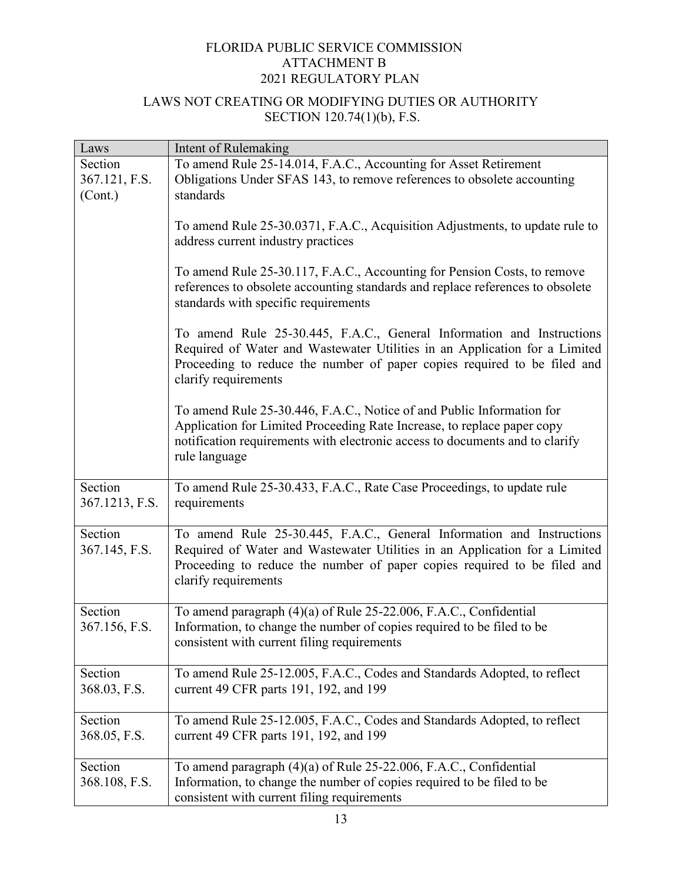FLORIDA PUBLIC SERVICE COMMISSION
ATTACHMENT B
2021 REGULATORY PLAN

LAWS NOT CREATING OR MODIFYING DUTIES OR AUTHORITY
SECTION 120.74(1)(b), F.S.

| Laws | Intent of Rulemaking |
|---|---|
| Section 367.121, F.S. (Cont.) | To amend Rule 25-14.014, F.A.C., Accounting for Asset Retirement Obligations Under SFAS 143, to remove references to obsolete accounting standards<br><br>To amend Rule 25-30.0371, F.A.C., Acquisition Adjustments, to update rule to address current industry practices<br><br>To amend Rule 25-30.117, F.A.C., Accounting for Pension Costs, to remove references to obsolete accounting standards and replace references to obsolete standards with specific requirements<br><br>To amend Rule 25-30.445, F.A.C., General Information and Instructions Required of Water and Wastewater Utilities in an Application for a Limited Proceeding to reduce the number of paper copies required to be filed and clarify requirements<br><br>To amend Rule 25-30.446, F.A.C., Notice of and Public Information for Application for Limited Proceeding Rate Increase, to replace paper copy notification requirements with electronic access to documents and to clarify rule language |
| Section 367.1213, F.S. | To amend Rule 25-30.433, F.A.C., Rate Case Proceedings, to update rule requirements |
| Section 367.145, F.S. | To amend Rule 25-30.445, F.A.C., General Information and Instructions Required of Water and Wastewater Utilities in an Application for a Limited Proceeding to reduce the number of paper copies required to be filed and clarify requirements |
| Section 367.156, F.S. | To amend paragraph (4)(a) of Rule 25-22.006, F.A.C., Confidential Information, to change the number of copies required to be filed to be consistent with current filing requirements |
| Section 368.03, F.S. | To amend Rule 25-12.005, F.A.C., Codes and Standards Adopted, to reflect current 49 CFR parts 191, 192, and 199 |
| Section 368.05, F.S. | To amend Rule 25-12.005, F.A.C., Codes and Standards Adopted, to reflect current 49 CFR parts 191, 192, and 199 |
| Section 368.108, F.S. | To amend paragraph (4)(a) of Rule 25-22.006, F.A.C., Confidential Information, to change the number of copies required to be filed to be consistent with current filing requirements |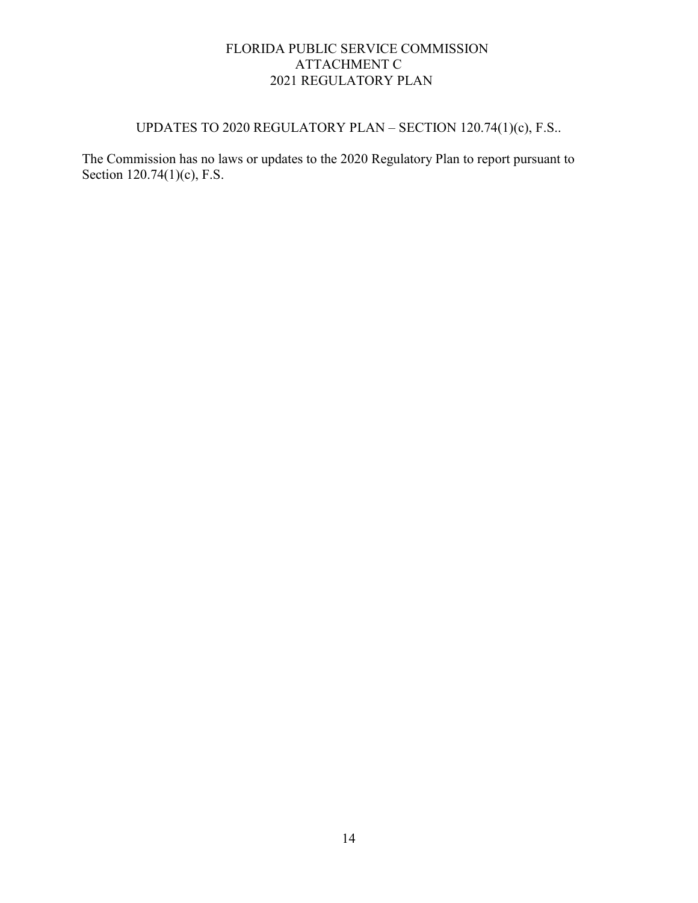# FLORIDA PUBLIC SERVICE COMMISSION
## ATTACHMENT C
## 2021 REGULATORY PLAN

### UPDATES TO 2020 REGULATORY PLAN – SECTION 120.74(1)(c), F.S..

The Commission has no laws or updates to the 2020 Regulatory Plan to report pursuant to Section 120.74(1)(c), F.S.